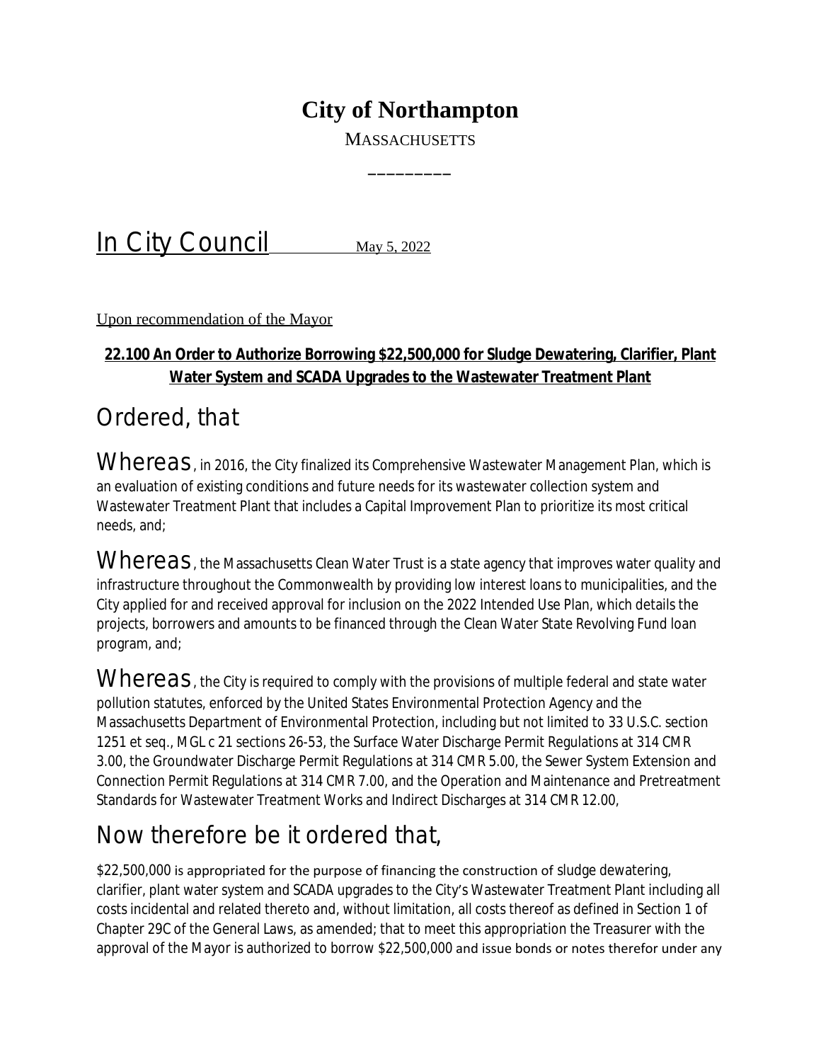# City of Northampton

MASSACHUSETTS

In City Council May 5, 2022

Upon recommendation of the Mayor

**22.100 An Order to Authorize Borrowing $22,500,000 for Sludge Dewatering, Clarifier, Plant Water System and SCADA Upgrades to the Wastewater Treatment Plant**

## Ordered, that

Whereas, in 2016, the City finalized its Comprehensive Wastewater Management Plan, which is an evaluation of existing conditions and future needs for its wastewater collection system and Wastewater Treatment Plant that includes a Capital Improvement Plan to prioritize its most critical needs, and;

Whereas, the Massachusetts Clean Water Trust is a state agency that improves water quality and infrastructure throughout the Commonwealth by providing low interest loans to municipalities, and the City applied for and received approval for inclusion on the 2022 Intended Use Plan, which details the projects, borrowers and amounts to be financed through the Clean Water State Revolving Fund loan program, and;

Whereas, the City is required to comply with the provisions of multiple federal and state water pollution statutes, enforced by the United States Environmental Protection Agency and the Massachusetts Department of Environmental Protection, including but not limited to 33 U.S.C. section 1251 et seq., MGL c 21 sections 26-53, the Surface Water Discharge Permit Regulations at 314 CMR 3.00, the Groundwater Discharge Permit Regulations at 314 CMR 5.00, the Sewer System Extension and Connection Permit Regulations at 314 CMR 7.00, and the Operation and Maintenance and Pretreatment Standards for Wastewater Treatment Works and Indirect Discharges at 314 CMR 12.00,

## Now therefore be it ordered that,

$22,500,000 is appropriated for the purpose of financing the construction of sludge dewatering, clarifier, plant water system and SCADA upgrades to the City's Wastewater Treatment Plant including all costs incidental and related thereto and, without limitation, all costs thereof as defined in Section 1 of Chapter 29C of the General Laws, as amended; that to meet this appropriation the Treasurer with the approval of the Mayor is authorized to borrow $22,500,000 and issue bonds or notes therefor under any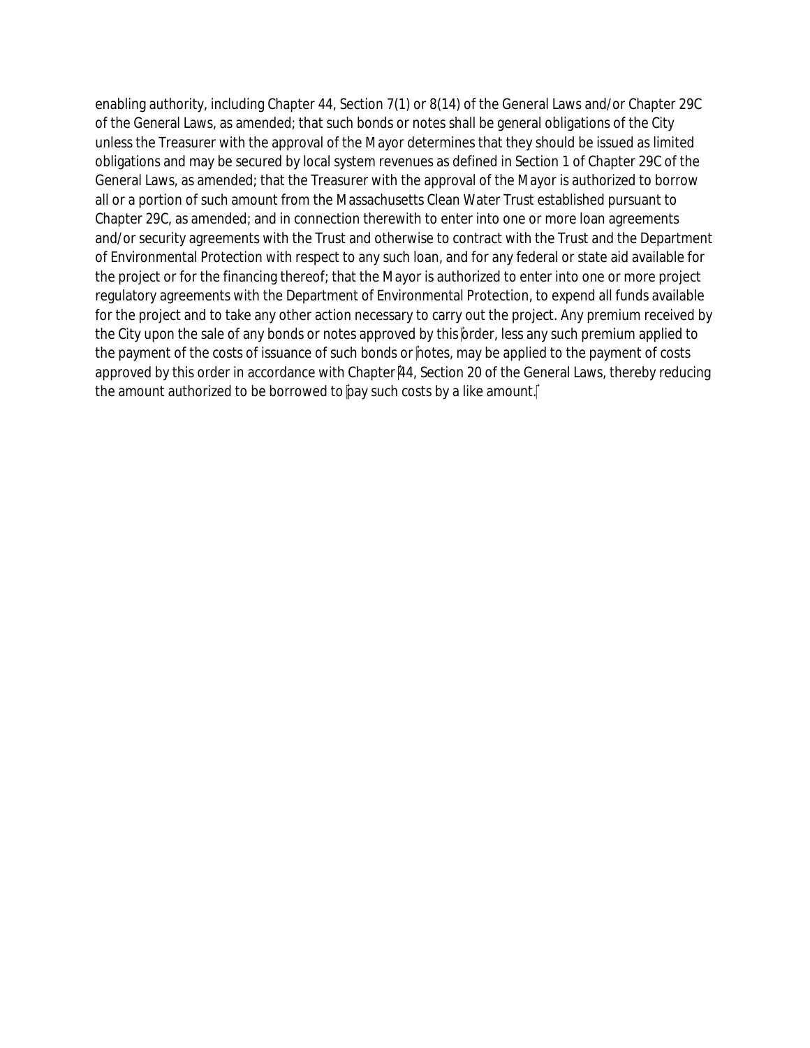enabling authority, including Chapter 44, Section 7(1) or 8(14) of the General Laws and/or Chapter 29C of the General Laws, as amended; that such bonds or notes shall be general obligations of the City unless the Treasurer with the approval of the Mayor determines that they should be issued as limited obligations and may be secured by local system revenues as defined in Section 1 of Chapter 29C of the General Laws, as amended; that the Treasurer with the approval of the Mayor is authorized to borrow all or a portion of such amount from the Massachusetts Clean Water Trust established pursuant to Chapter 29C, as amended; and in connection therewith to enter into one or more loan agreements and/or security agreements with the Trust and otherwise to contract with the Trust and the Department of Environmental Protection with respect to any such loan, and for any federal or state aid available for the project or for the financing thereof; that the Mayor is authorized to enter into one or more project regulatory agreements with the Department of Environmental Protection, to expend all funds available for the project and to take any other action necessary to carry out the project. Any premium received by the City upon the sale of any bonds or notes approved by this order, less any such premium applied to the payment of the costs of issuance of such bonds or notes, may be applied to the payment of costs approved by this order in accordance with Chapter 44, Section 20 of the General Laws, thereby reducing the amount authorized to be borrowed to pay such costs by a like amount.